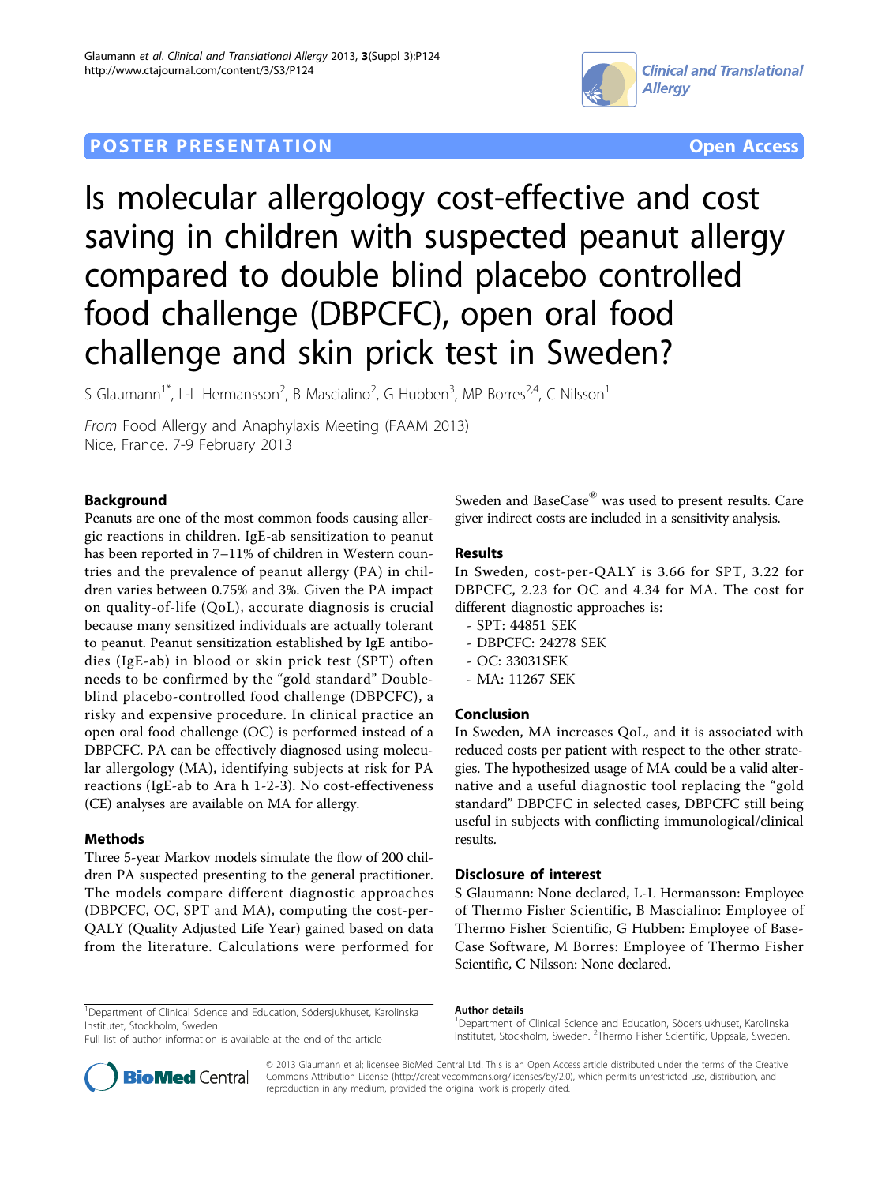POSTER PRESENTATION

Open Access

# Is molecular allergology cost-effective and cost saving in children with suspected peanut allergy compared to double blind placebo controlled food challenge (DBPCFC), open oral food challenge and skin prick test in Sweden?

S Glaumann[1*], L-L Hermansson[2], B Mascialino[2], G Hubben[3], MP Borres[2,4], C Nilsson[1]

*From* Food Allergy and Anaphylaxis Meeting (FAAM 2013)
Nice, France. 7-9 February 2013

## Background

Peanuts are one of the most common foods causing allergic reactions in children. IgE-ab sensitization to peanut has been reported in 7–11% of children in Western countries and the prevalence of peanut allergy (PA) in children varies between 0.75% and 3%. Given the PA impact on quality-of-life (QoL), accurate diagnosis is crucial because many sensitized individuals are actually tolerant to peanut. Peanut sensitization established by IgE antibodies (IgE-ab) in blood or skin prick test (SPT) often needs to be confirmed by the "gold standard" Double-blind placebo-controlled food challenge (DBPCFC), a risky and expensive procedure. In clinical practice an open oral food challenge (OC) is performed instead of a DBPCFC. PA can be effectively diagnosed using molecular allergology (MA), identifying subjects at risk for PA reactions (IgE-ab to Ara h 1-2-3). No cost-effectiveness (CE) analyses are available on MA for allergy.

## Methods

Three 5-year Markov models simulate the flow of 200 children PA suspected presenting to the general practitioner. The models compare different diagnostic approaches (DBPCFC, OC, SPT and MA), computing the cost-per-QALY (Quality Adjusted Life Year) gained based on data from the literature. Calculations were performed for Sweden and BaseCase® was used to present results. Care giver indirect costs are included in a sensitivity analysis.

## Results

In Sweden, cost-per-QALY is 3.66 for SPT, 3.22 for DBPCFC, 2.23 for OC and 4.34 for MA. The cost for different diagnostic approaches is:

- SPT: 44851 SEK
- DBPCFC: 24278 SEK
- OC: 33031SEK
- MA: 11267 SEK

## Conclusion

In Sweden, MA increases QoL, and it is associated with reduced costs per patient with respect to the other strategies. The hypothesized usage of MA could be a valid alternative and a useful diagnostic tool replacing the "gold standard" DBPCFC in selected cases, DBPCFC still being useful in subjects with conflicting immunological/clinical results.

## Disclosure of interest

S Glaumann: None declared, L-L Hermansson: Employee of Thermo Fisher Scientific, B Mascialino: Employee of Thermo Fisher Scientific, G Hubben: Employee of BaseCase Software, M Borres: Employee of Thermo Fisher Scientific, C Nilsson: None declared.

[1]Department of Clinical Science and Education, Södersjukhuset, Karolinska Institutet, Stockholm, Sweden
Full list of author information is available at the end of the article

**Author details**
[1]Department of Clinical Science and Education, Södersjukhuset, Karolinska Institutet, Stockholm, Sweden. [2]Thermo Fisher Scientific, Uppsala, Sweden.

© 2013 Glaumann et al; licensee BioMed Central Ltd. This is an Open Access article distributed under the terms of the Creative Commons Attribution License (http://creativecommons.org/licenses/by/2.0), which permits unrestricted use, distribution, and reproduction in any medium, provided the original work is properly cited.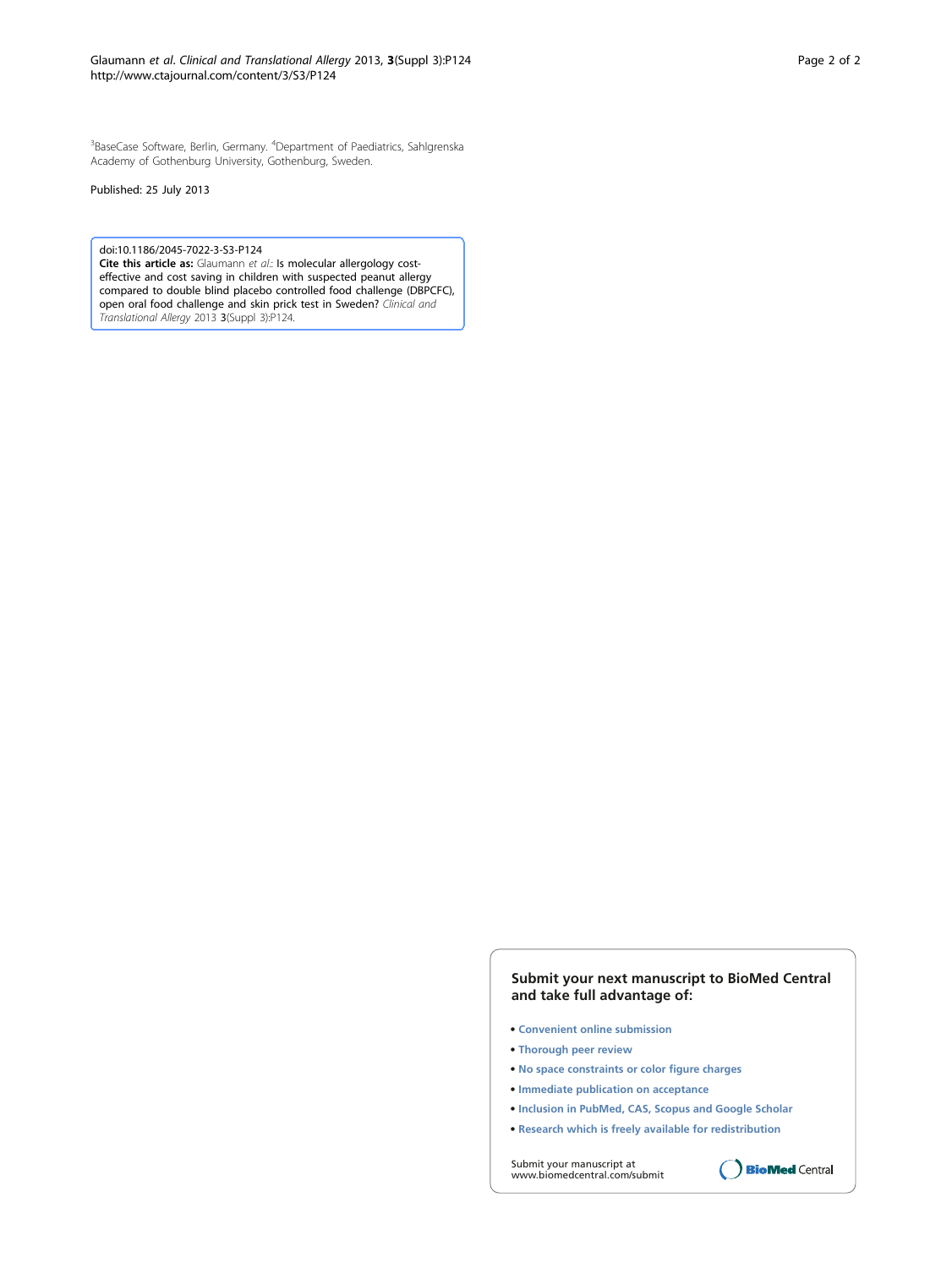[3]BaseCase Software, Berlin, Germany. [4]Department of Paediatrics, Sahlgrenska Academy of Gothenburg University, Gothenburg, Sweden.

Published: 25 July 2013

doi:10.1186/2045-7022-3-S3-P124
**Cite this article as:** Glaumann *et al.*: Is molecular allergology cost-effective and cost saving in children with suspected peanut allergy compared to double blind placebo controlled food challenge (DBPCFC), open oral food challenge and skin prick test in Sweden? *Clinical and Translational Allergy* 2013 **3**(Suppl 3):P124.

**Submit your next manuscript to BioMed Central and take full advantage of:**

- **Convenient online submission**
- **Thorough peer review**
- **No space constraints or color figure charges**
- **Immediate publication on acceptance**
- **Inclusion in PubMed, CAS, Scopus and Google Scholar**
- **Research which is freely available for redistribution**

Submit your manuscript at
www.biomedcentral.com/submit

BioMed Central